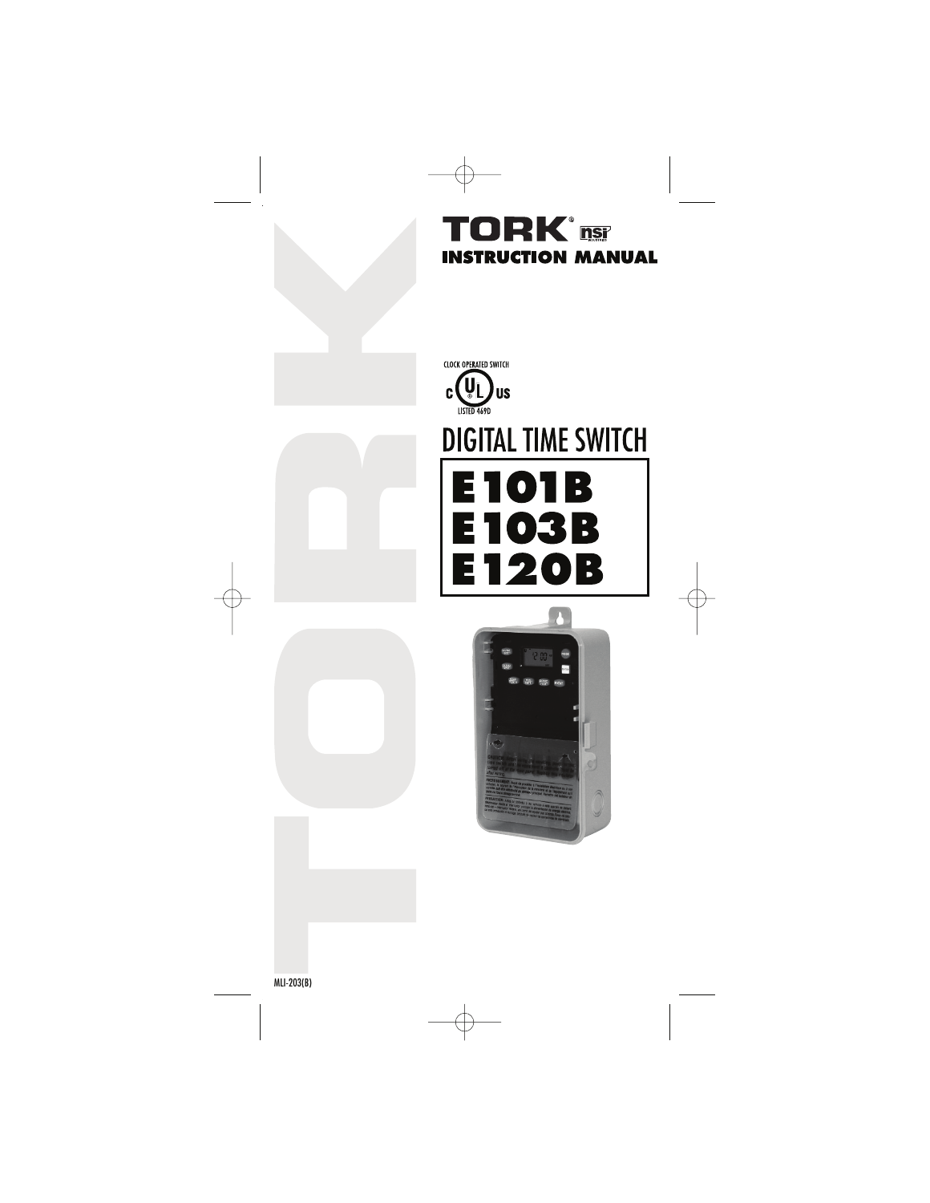# TORK® NSI INSTRUCTION MANUAL

CLOCK OPERATED SWITCH
C UL US
LISTED 469D

## DIGITAL TIME SWITCH

# E101B
# E103B
# E120B

MLI-203(B)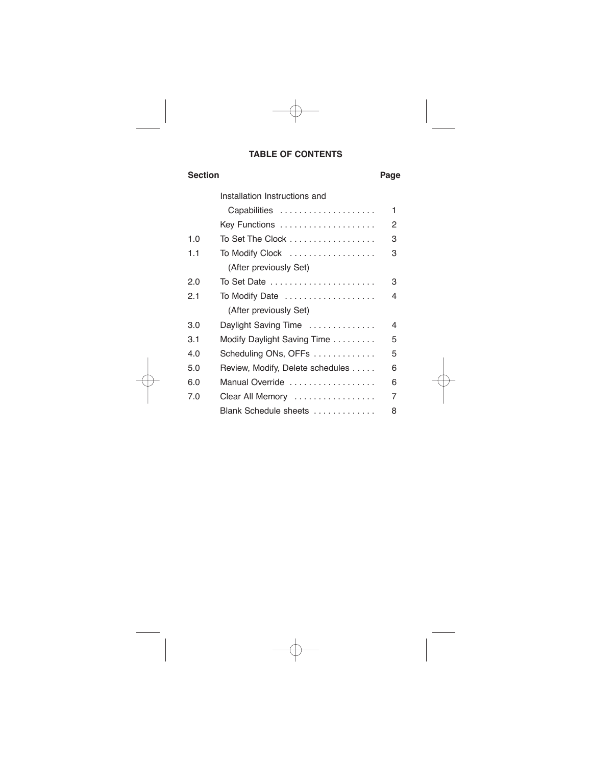## TABLE OF CONTENTS

| Section | | Page |
|---|---|---|
| | Installation Instructions and Capabilities | 1 |
| | Key Functions | 2 |
| 1.0 | To Set The Clock | 3 |
| 1.1 | To Modify Clock (After previously Set) | 3 |
| 2.0 | To Set Date | 3 |
| 2.1 | To Modify Date (After previously Set) | 4 |
| 3.0 | Daylight Saving Time | 4 |
| 3.1 | Modify Daylight Saving Time | 5 |
| 4.0 | Scheduling ONs, OFFs | 5 |
| 5.0 | Review, Modify, Delete schedules | 6 |
| 6.0 | Manual Override | 6 |
| 7.0 | Clear All Memory | 7 |
| | Blank Schedule sheets | 8 |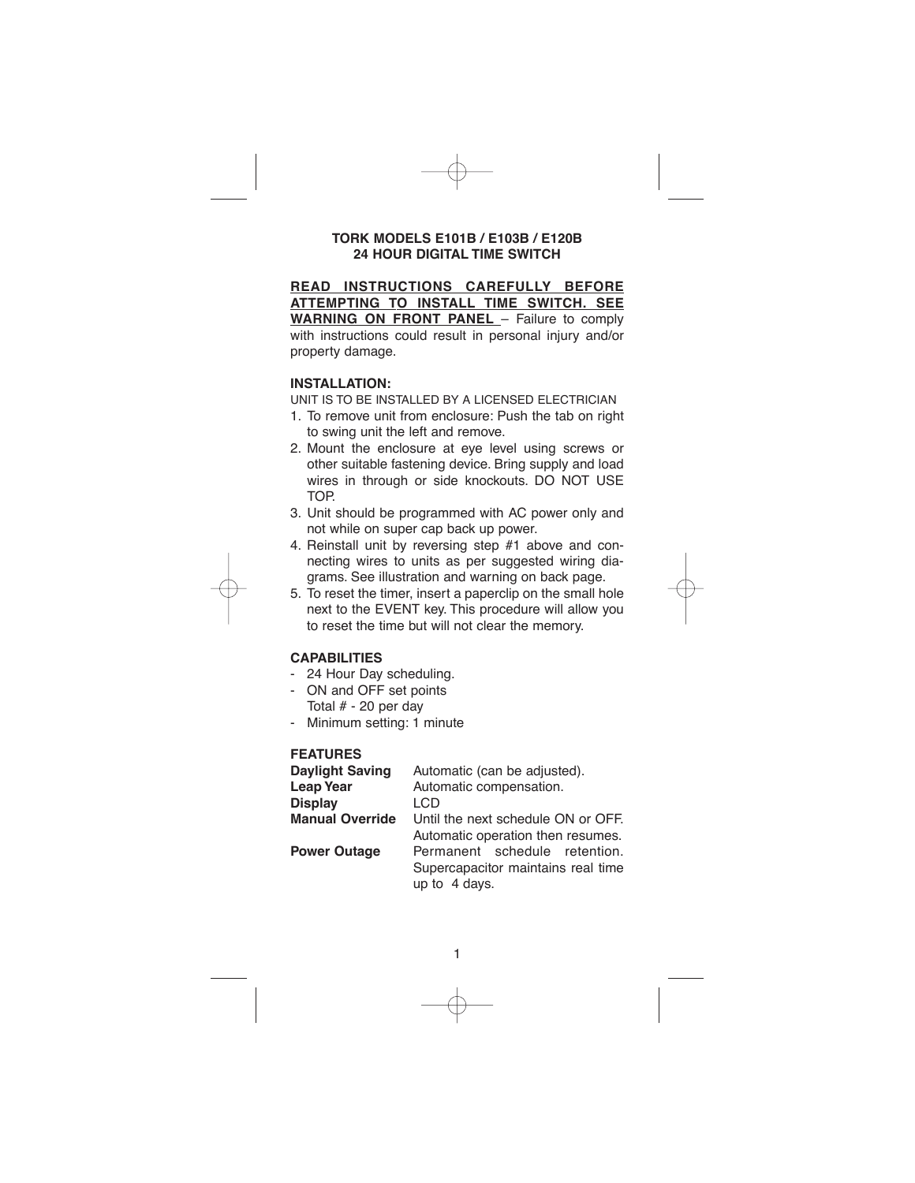# TORK MODELS E101B / E103B / E120B
## 24 HOUR DIGITAL TIME SWITCH

**READ INSTRUCTIONS CAREFULLY BEFORE ATTEMPTING TO INSTALL TIME SWITCH. SEE WARNING ON FRONT PANEL** – Failure to comply with instructions could result in personal injury and/or property damage.

### INSTALLATION:

UNIT IS TO BE INSTALLED BY A LICENSED ELECTRICIAN

1. To remove unit from enclosure: Push the tab on right to swing unit the left and remove.
2. Mount the enclosure at eye level using screws or other suitable fastening device. Bring supply and load wires in through or side knockouts. DO NOT USE TOP.
3. Unit should be programmed with AC power only and not while on super cap back up power.
4. Reinstall unit by reversing step #1 above and connecting wires to units as per suggested wiring diagrams. See illustration and warning on back page.
5. To reset the timer, insert a paperclip on the small hole next to the EVENT key. This procedure will allow you to reset the time but will not clear the memory.

### CAPABILITIES

- 24 Hour Day scheduling.
- ON and OFF set points
  Total # - 20 per day
- Minimum setting: 1 minute

### FEATURES

| | |
|---|---|
| **Daylight Saving** | Automatic (can be adjusted). |
| **Leap Year** | Automatic compensation. |
| **Display** | LCD |
| **Manual Override** | Until the next schedule ON or OFF. Automatic operation then resumes. |
| **Power Outage** | Permanent schedule retention. Supercapacitor maintains real time up to 4 days. |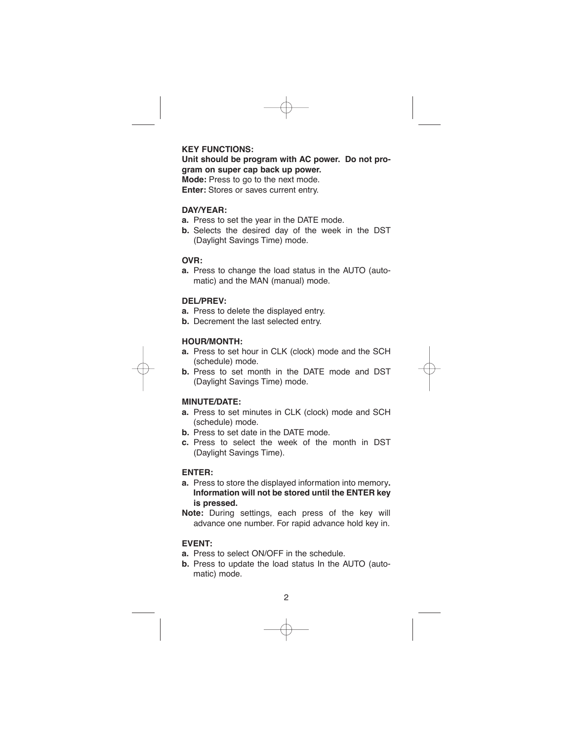## KEY FUNCTIONS:

**Unit should be program with AC power. Do not program on super cap back up power.**

**Mode:** Press to go to the next mode.

**Enter:** Stores or saves current entry.

### DAY/YEAR:

- **a.** Press to set the year in the DATE mode.
- **b.** Selects the desired day of the week in the DST (Daylight Savings Time) mode.

### OVR:

- **a.** Press to change the load status in the AUTO (automatic) and the MAN (manual) mode.

### DEL/PREV:

- **a.** Press to delete the displayed entry.
- **b.** Decrement the last selected entry.

### HOUR/MONTH:

- **a.** Press to set hour in CLK (clock) mode and the SCH (schedule) mode.
- **b.** Press to set month in the DATE mode and DST (Daylight Savings Time) mode.

### MINUTE/DATE:

- **a.** Press to set minutes in CLK (clock) mode and SCH (schedule) mode.
- **b.** Press to set date in the DATE mode.
- **c.** Press to select the week of the month in DST (Daylight Savings Time).

### ENTER:

- **a.** Press to store the displayed information into memory**. Information will not be stored until the ENTER key is pressed.**

**Note:** During settings, each press of the key will advance one number. For rapid advance hold key in.

### EVENT:

- **a.** Press to select ON/OFF in the schedule.
- **b.** Press to update the load status In the AUTO (automatic) mode.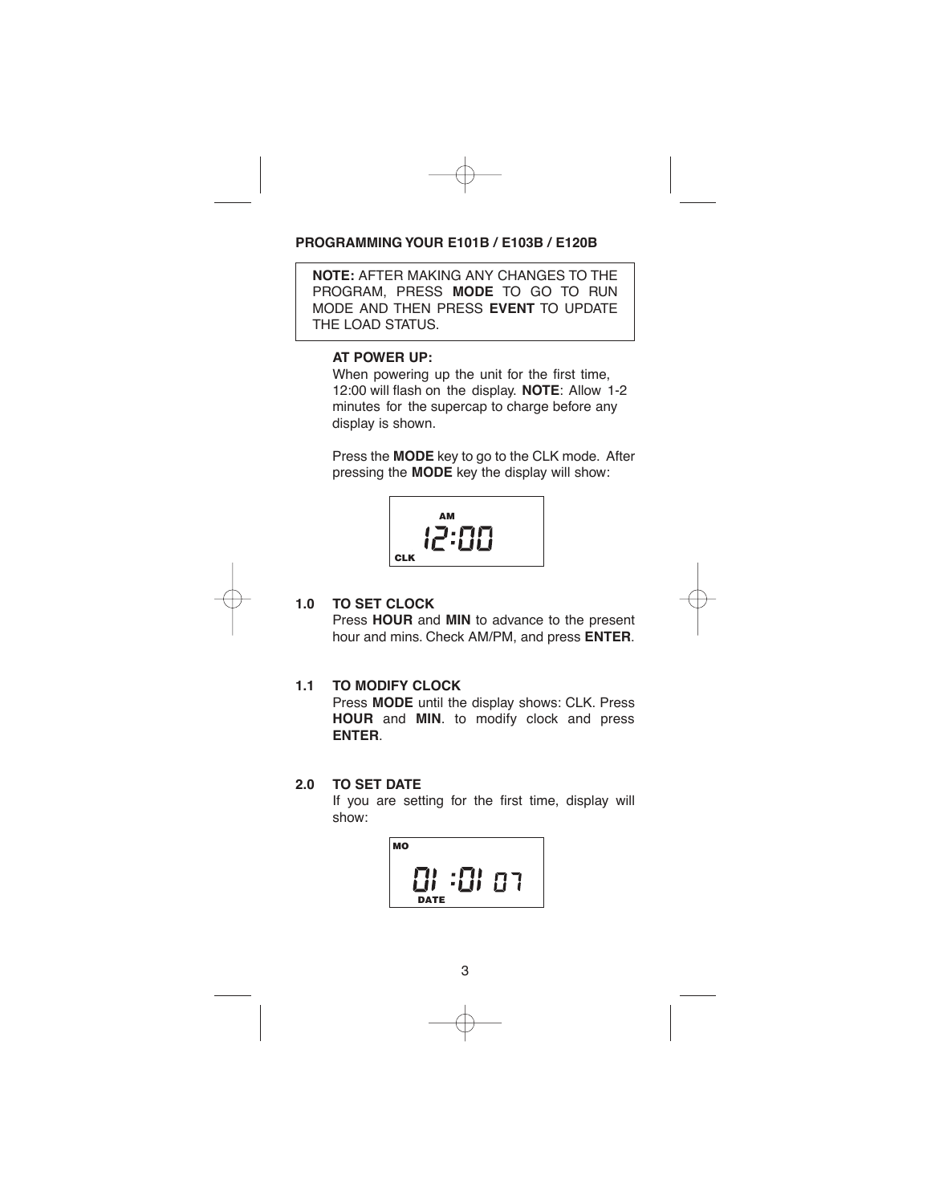## PROGRAMMING YOUR E101B / E103B / E120B

> **NOTE:** AFTER MAKING ANY CHANGES TO THE PROGRAM, PRESS **MODE** TO GO TO RUN MODE AND THEN PRESS **EVENT** TO UPDATE THE LOAD STATUS.

**AT POWER UP:**

When powering up the unit for the first time, 12:00 will flash on the display. **NOTE**: Allow 1-2 minutes for the supercap to charge before any display is shown.

Press the **MODE** key to go to the CLK mode. After pressing the **MODE** key the display will show:

```
     AM
    12:00
CLK
```

### 1.0 TO SET CLOCK

Press **HOUR** and **MIN** to advance to the present hour and mins. Check AM/PM, and press **ENTER**.

### 1.1 TO MODIFY CLOCK

Press **MODE** until the display shows: CLK. Press **HOUR** and **MIN**. to modify clock and press **ENTER**.

### 2.0 TO SET DATE

If you are setting for the first time, display will show:

```
MO
   01 :01 07
   DATE
```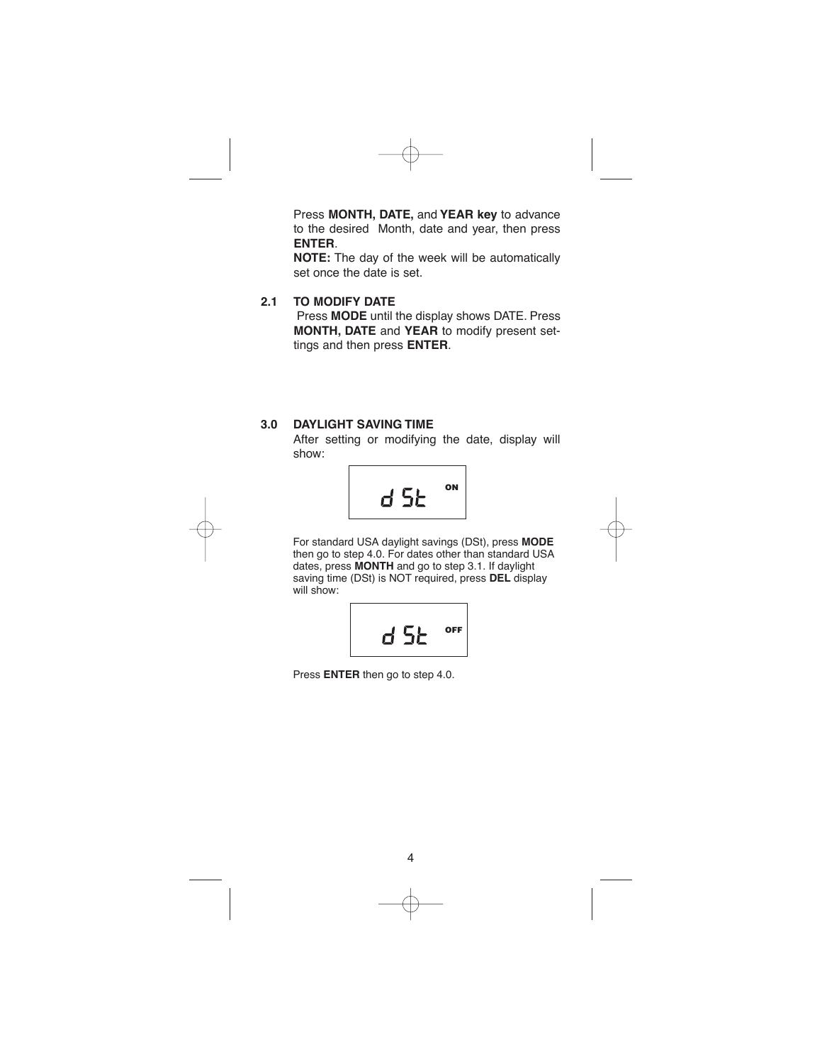Press **MONTH, DATE,** and **YEAR key** to advance to the desired Month, date and year, then press **ENTER**.

**NOTE:** The day of the week will be automatically set once the date is set.

## 2.1 TO MODIFY DATE

Press **MODE** until the display shows DATE. Press **MONTH, DATE** and **YEAR** to modify present settings and then press **ENTER**.

## 3.0 DAYLIGHT SAVING TIME

After setting or modifying the date, display will show:

```
dSt  ON
```

For standard USA daylight savings (DSt), press **MODE** then go to step 4.0. For dates other than standard USA dates, press **MONTH** and go to step 3.1. If daylight saving time (DSt) is NOT required, press **DEL** display will show:

```
dSt  OFF
```

Press **ENTER** then go to step 4.0.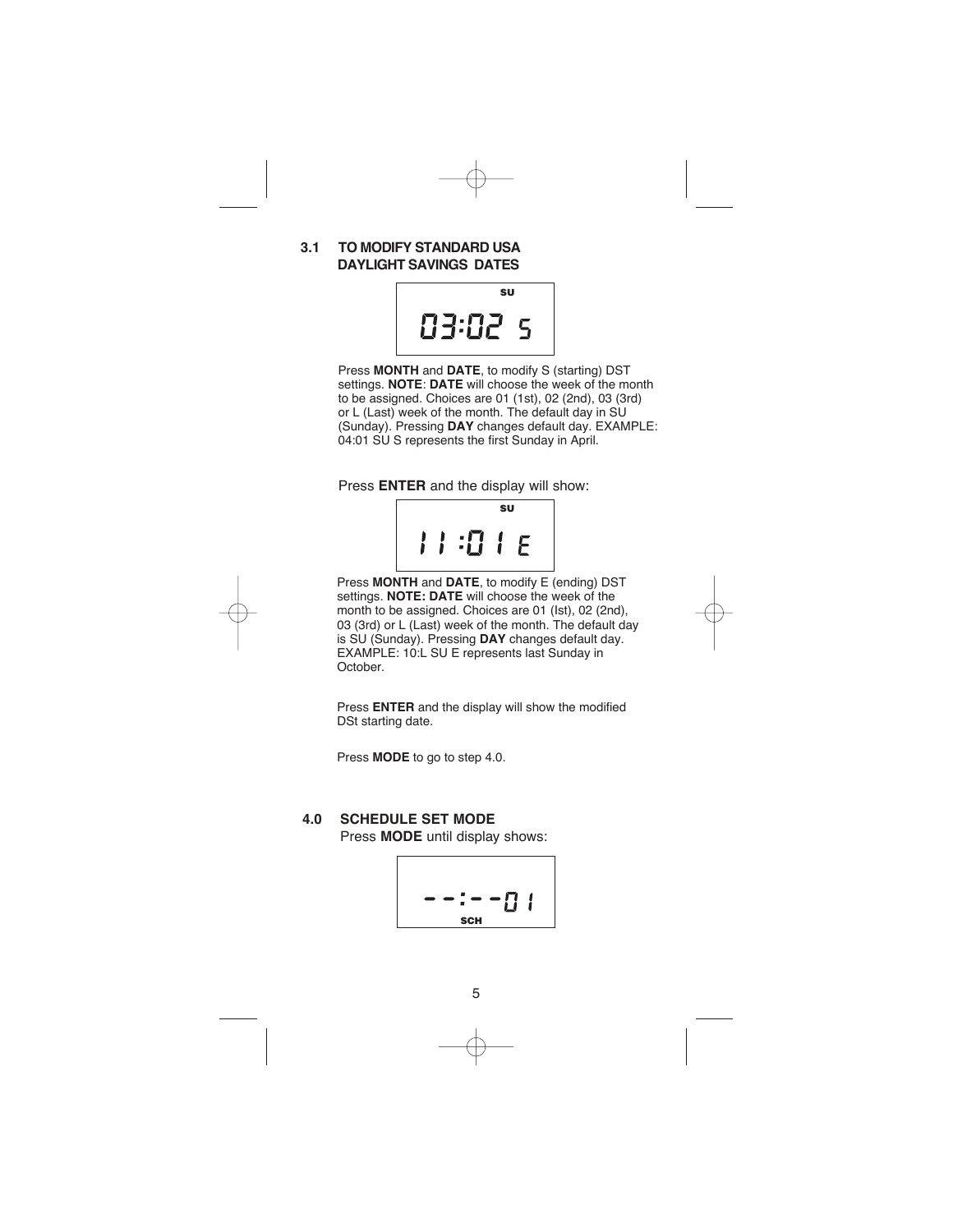## 3.1 TO MODIFY STANDARD USA DAYLIGHT SAVINGS DATES

```
         SU
03:02 S
```

Press **MONTH** and **DATE**, to modify S (starting) DST settings. **NOTE**: **DATE** will choose the week of the month to be assigned. Choices are 01 (1st), 02 (2nd), 03 (3rd) or L (Last) week of the month. The default day in SU (Sunday). Pressing **DAY** changes default day. EXAMPLE: 04:01 SU S represents the first Sunday in April.

Press **ENTER** and the display will show:

```
         SU
11:01 E
```

Press **MONTH** and **DATE**, to modify E (ending) DST settings. **NOTE: DATE** will choose the week of the month to be assigned. Choices are 01 (Ist), 02 (2nd), 03 (3rd) or L (Last) week of the month. The default day is SU (Sunday). Pressing **DAY** changes default day. EXAMPLE: 10:L SU E represents last Sunday in October.

Press **ENTER** and the display will show the modified DSt starting date.

Press **MODE** to go to step 4.0.

## 4.0 SCHEDULE SET MODE

Press **MODE** until display shows:

```
--:--01
  SCH
```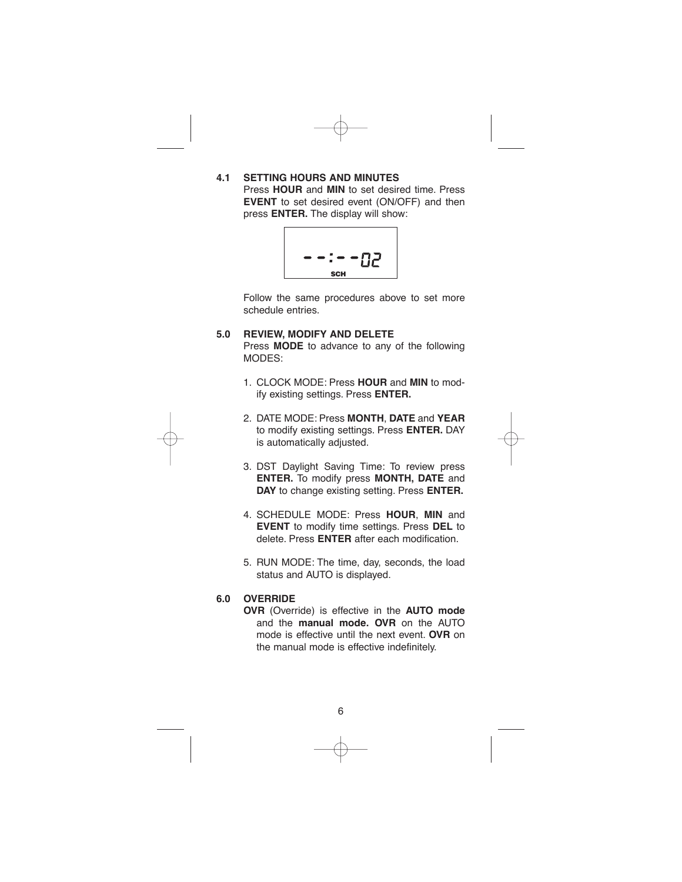### 4.1 SETTING HOURS AND MINUTES

Press **HOUR** and **MIN** to set desired time. Press **EVENT** to set desired event (ON/OFF) and then press **ENTER.** The display will show:

```
--:--02
  SCH
```

Follow the same procedures above to set more schedule entries.

## 5.0 REVIEW, MODIFY AND DELETE

Press **MODE** to advance to any of the following MODES:

1. CLOCK MODE: Press **HOUR** and **MIN** to modify existing settings. Press **ENTER.**
2. DATE MODE: Press **MONTH**, **DATE** and **YEAR** to modify existing settings. Press **ENTER.** DAY is automatically adjusted.
3. DST Daylight Saving Time: To review press **ENTER.** To modify press **MONTH, DATE** and **DAY** to change existing setting. Press **ENTER.**
4. SCHEDULE MODE: Press **HOUR**, **MIN** and **EVENT** to modify time settings. Press **DEL** to delete. Press **ENTER** after each modification.
5. RUN MODE: The time, day, seconds, the load status and AUTO is displayed.

## 6.0 OVERRIDE

**OVR** (Override) is effective in the **AUTO mode** and the **manual mode. OVR** on the AUTO mode is effective until the next event. **OVR** on the manual mode is effective indefinitely.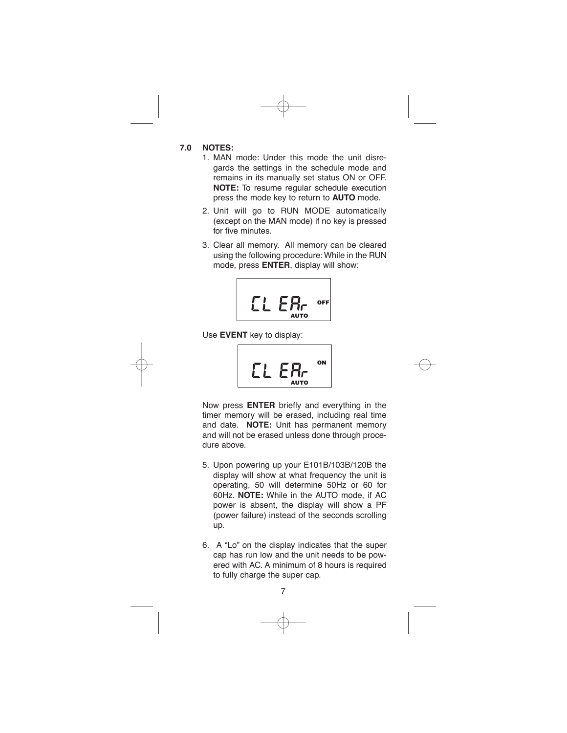## 7.0 NOTES:

1. MAN mode: Under this mode the unit disregards the settings in the schedule mode and remains in its manually set status ON or OFF. **NOTE:** To resume regular schedule execution press the mode key to return to **AUTO** mode.

2. Unit will go to RUN MODE automatically (except on the MAN mode) if no key is pressed for five minutes.

3. Clear all memory. All memory can be cleared using the following procedure: While in the RUN mode, press **ENTER**, display will show:

   ```
   CL EAr   OFF
         AUTO
   ```

   Use **EVENT** key to display:

   ```
   CL EAr   ON
         AUTO
   ```

   Now press **ENTER** briefly and everything in the timer memory will be erased, including real time and date. **NOTE:** Unit has permanent memory and will not be erased unless done through procedure above.

5. Upon powering up your E101B/103B/120B the display will show at what frequency the unit is operating, 50 will determine 50Hz or 60 for 60Hz. **NOTE:** While in the AUTO mode, if AC power is absent, the display will show a PF (power failure) instead of the seconds scrolling up.

6. A “Lo” on the display indicates that the super cap has run low and the unit needs to be powered with AC. A minimum of 8 hours is required to fully charge the super cap.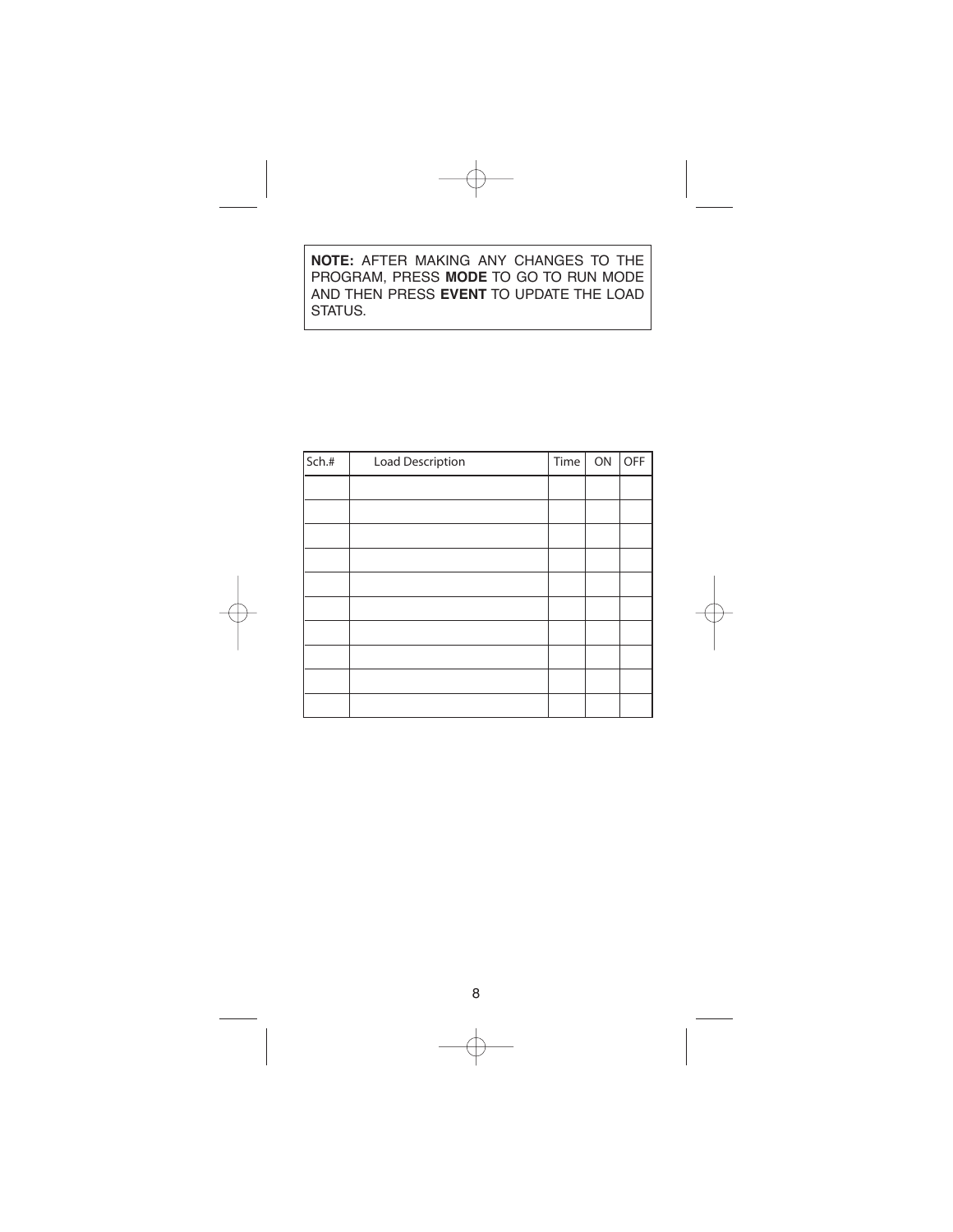**NOTE:** AFTER MAKING ANY CHANGES TO THE PROGRAM, PRESS **MODE** TO GO TO RUN MODE AND THEN PRESS **EVENT** TO UPDATE THE LOAD STATUS.

| Sch.# | Load Description | Time | ON | OFF |
|---|---|---|---|---|
| | | | | |
| | | | | |
| | | | | |
| | | | | |
| | | | | |
| | | | | |
| | | | | |
| | | | | |
| | | | | |
| | | | | |